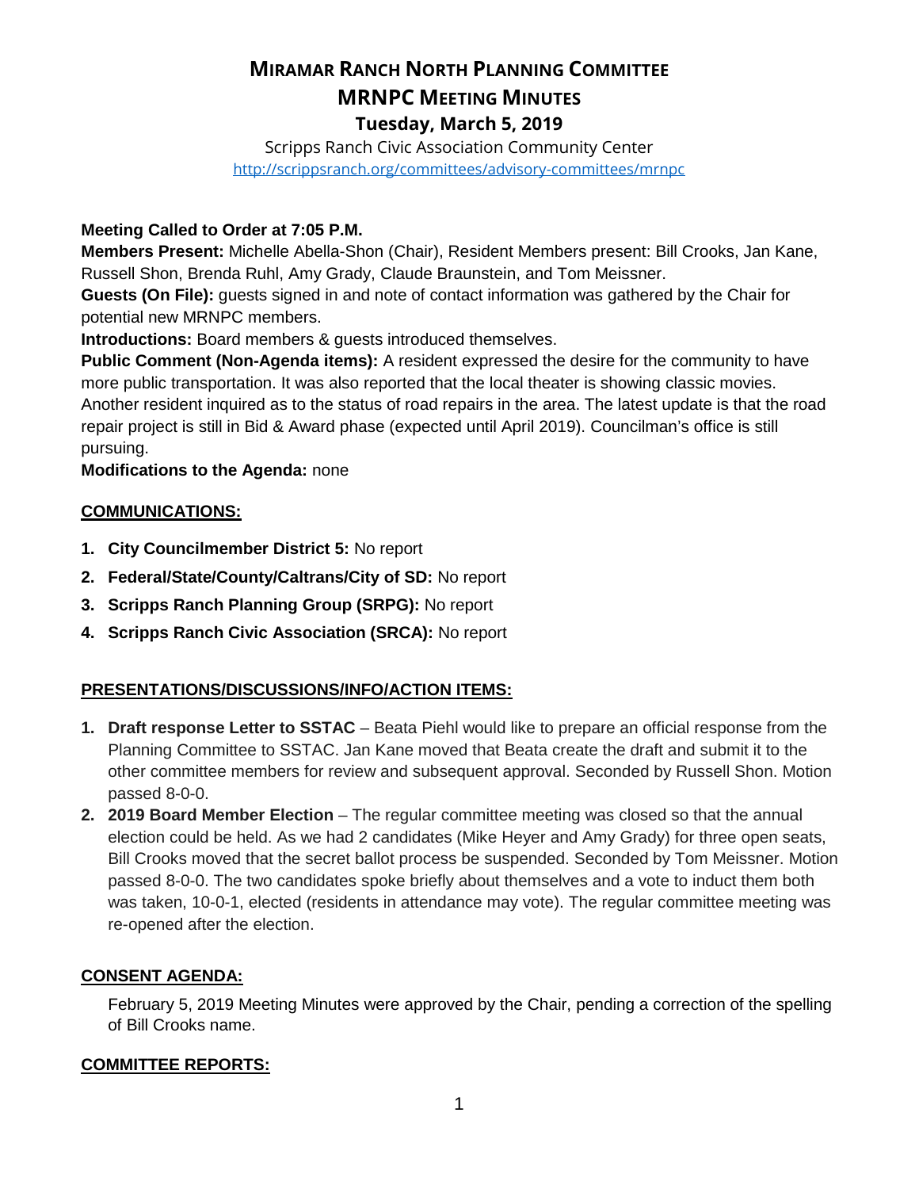# MIRAMAR RANCH NORTH PLANNING COMMITTEE
# MRNPC MEETING MINUTES
## Tuesday, March 5, 2019

Scripps Ranch Civic Association Community Center
http://scrippsranch.org/committees/advisory-committees/mrnpc

**Meeting Called to Order at 7:05 P.M.**

**Members Present:** Michelle Abella-Shon (Chair), Resident Members present: Bill Crooks, Jan Kane, Russell Shon, Brenda Ruhl, Amy Grady, Claude Braunstein, and Tom Meissner.

**Guests (On File):** guests signed in and note of contact information was gathered by the Chair for potential new MRNPC members.

**Introductions:** Board members & guests introduced themselves.

**Public Comment (Non-Agenda items):** A resident expressed the desire for the community to have more public transportation. It was also reported that the local theater is showing classic movies. Another resident inquired as to the status of road repairs in the area. The latest update is that the road repair project is still in Bid & Award phase (expected until April 2019). Councilman's office is still pursuing.

**Modifications to the Agenda:** none

**COMMUNICATIONS:**

1. **City Councilmember District 5:** No report
2. **Federal/State/County/Caltrans/City of SD:** No report
3. **Scripps Ranch Planning Group (SRPG):** No report
4. **Scripps Ranch Civic Association (SRCA):** No report

**PRESENTATIONS/DISCUSSIONS/INFO/ACTION ITEMS:**

1. **Draft response Letter to SSTAC** – Beata Piehl would like to prepare an official response from the Planning Committee to SSTAC. Jan Kane moved that Beata create the draft and submit it to the other committee members for review and subsequent approval. Seconded by Russell Shon. Motion passed 8-0-0.
2. **2019 Board Member Election** – The regular committee meeting was closed so that the annual election could be held. As we had 2 candidates (Mike Heyer and Amy Grady) for three open seats, Bill Crooks moved that the secret ballot process be suspended. Seconded by Tom Meissner. Motion passed 8-0-0. The two candidates spoke briefly about themselves and a vote to induct them both was taken, 10-0-1, elected (residents in attendance may vote). The regular committee meeting was re-opened after the election.

**CONSENT AGENDA:**

February 5, 2019 Meeting Minutes were approved by the Chair, pending a correction of the spelling of Bill Crooks name.

**COMMITTEE REPORTS:**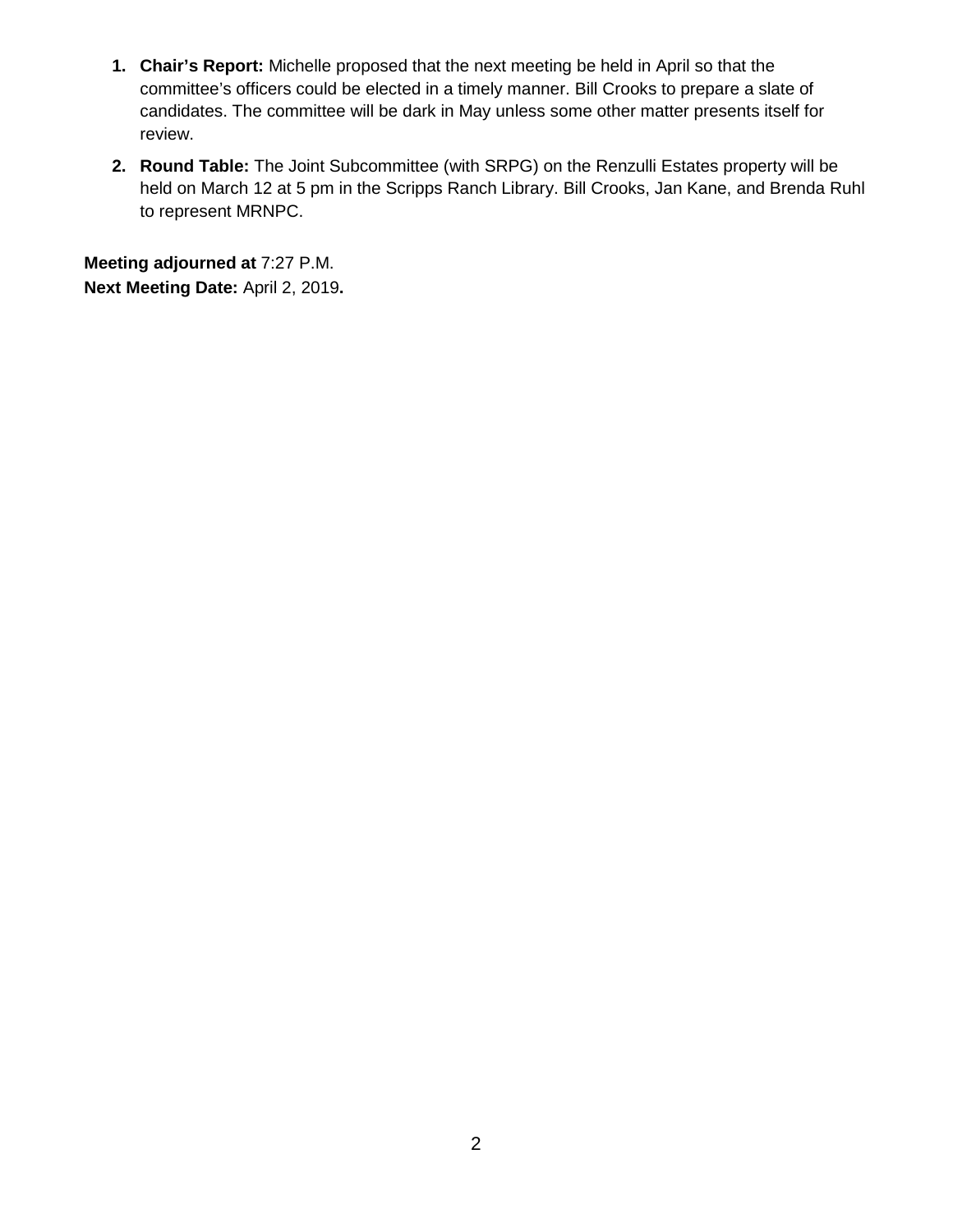1. **Chair's Report:** Michelle proposed that the next meeting be held in April so that the committee's officers could be elected in a timely manner. Bill Crooks to prepare a slate of candidates. The committee will be dark in May unless some other matter presents itself for review.

2. **Round Table:** The Joint Subcommittee (with SRPG) on the Renzulli Estates property will be held on March 12 at 5 pm in the Scripps Ranch Library. Bill Crooks, Jan Kane, and Brenda Ruhl to represent MRNPC.

**Meeting adjourned at** 7:27 P.M.
**Next Meeting Date:** April 2, 2019**.**